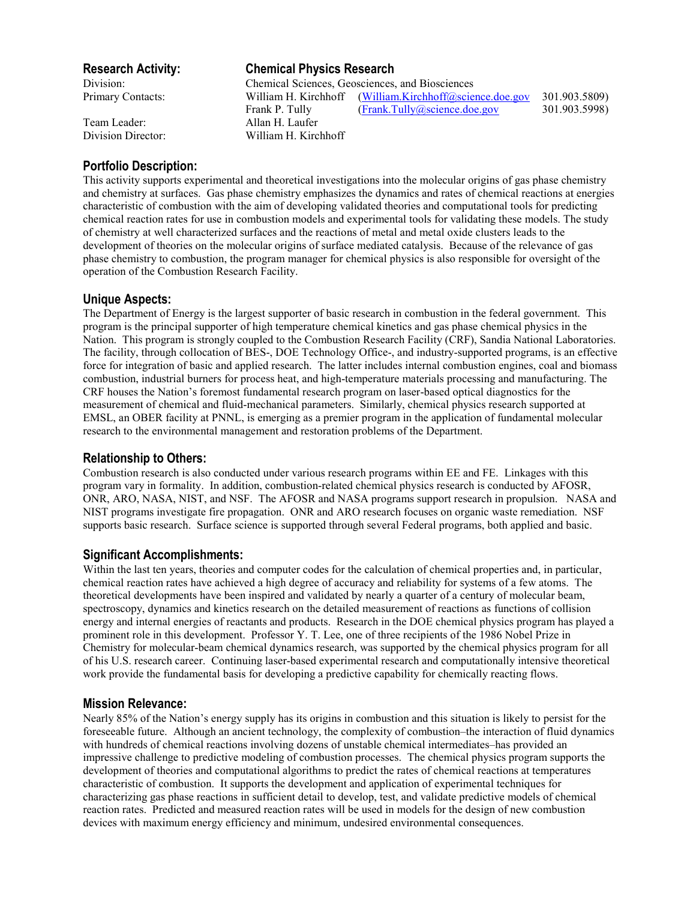## Research Activity: Chemical Physics Research

| | | | |
|---|---|---|---|
| Division: | Chemical Sciences, Geosciences, and Biosciences | | |
| Primary Contacts: | William H. Kirchhoff | (William.Kirchhoff@science.doe.gov | 301.903.5809) |
| | Frank P. Tully | (Frank.Tully@science.doe.gov | 301.903.5998) |
| Team Leader: | Allan H. Laufer | | |
| Division Director: | William H. Kirchhoff | | |

### Portfolio Description:

This activity supports experimental and theoretical investigations into the molecular origins of gas phase chemistry and chemistry at surfaces. Gas phase chemistry emphasizes the dynamics and rates of chemical reactions at energies characteristic of combustion with the aim of developing validated theories and computational tools for predicting chemical reaction rates for use in combustion models and experimental tools for validating these models. The study of chemistry at well characterized surfaces and the reactions of metal and metal oxide clusters leads to the development of theories on the molecular origins of surface mediated catalysis. Because of the relevance of gas phase chemistry to combustion, the program manager for chemical physics is also responsible for oversight of the operation of the Combustion Research Facility.

### Unique Aspects:

The Department of Energy is the largest supporter of basic research in combustion in the federal government. This program is the principal supporter of high temperature chemical kinetics and gas phase chemical physics in the Nation. This program is strongly coupled to the Combustion Research Facility (CRF), Sandia National Laboratories. The facility, through collocation of BES-, DOE Technology Office-, and industry-supported programs, is an effective force for integration of basic and applied research. The latter includes internal combustion engines, coal and biomass combustion, industrial burners for process heat, and high-temperature materials processing and manufacturing. The CRF houses the Nation's foremost fundamental research program on laser-based optical diagnostics for the measurement of chemical and fluid-mechanical parameters. Similarly, chemical physics research supported at EMSL, an OBER facility at PNNL, is emerging as a premier program in the application of fundamental molecular research to the environmental management and restoration problems of the Department.

### Relationship to Others:

Combustion research is also conducted under various research programs within EE and FE. Linkages with this program vary in formality. In addition, combustion-related chemical physics research is conducted by AFOSR, ONR, ARO, NASA, NIST, and NSF. The AFOSR and NASA programs support research in propulsion. NASA and NIST programs investigate fire propagation. ONR and ARO research focuses on organic waste remediation. NSF supports basic research. Surface science is supported through several Federal programs, both applied and basic.

### Significant Accomplishments:

Within the last ten years, theories and computer codes for the calculation of chemical properties and, in particular, chemical reaction rates have achieved a high degree of accuracy and reliability for systems of a few atoms. The theoretical developments have been inspired and validated by nearly a quarter of a century of molecular beam, spectroscopy, dynamics and kinetics research on the detailed measurement of reactions as functions of collision energy and internal energies of reactants and products. Research in the DOE chemical physics program has played a prominent role in this development. Professor Y. T. Lee, one of three recipients of the 1986 Nobel Prize in Chemistry for molecular-beam chemical dynamics research, was supported by the chemical physics program for all of his U.S. research career. Continuing laser-based experimental research and computationally intensive theoretical work provide the fundamental basis for developing a predictive capability for chemically reacting flows.

### Mission Relevance:

Nearly 85% of the Nation's energy supply has its origins in combustion and this situation is likely to persist for the foreseeable future. Although an ancient technology, the complexity of combustion–the interaction of fluid dynamics with hundreds of chemical reactions involving dozens of unstable chemical intermediates–has provided an impressive challenge to predictive modeling of combustion processes. The chemical physics program supports the development of theories and computational algorithms to predict the rates of chemical reactions at temperatures characteristic of combustion. It supports the development and application of experimental techniques for characterizing gas phase reactions in sufficient detail to develop, test, and validate predictive models of chemical reaction rates. Predicted and measured reaction rates will be used in models for the design of new combustion devices with maximum energy efficiency and minimum, undesired environmental consequences.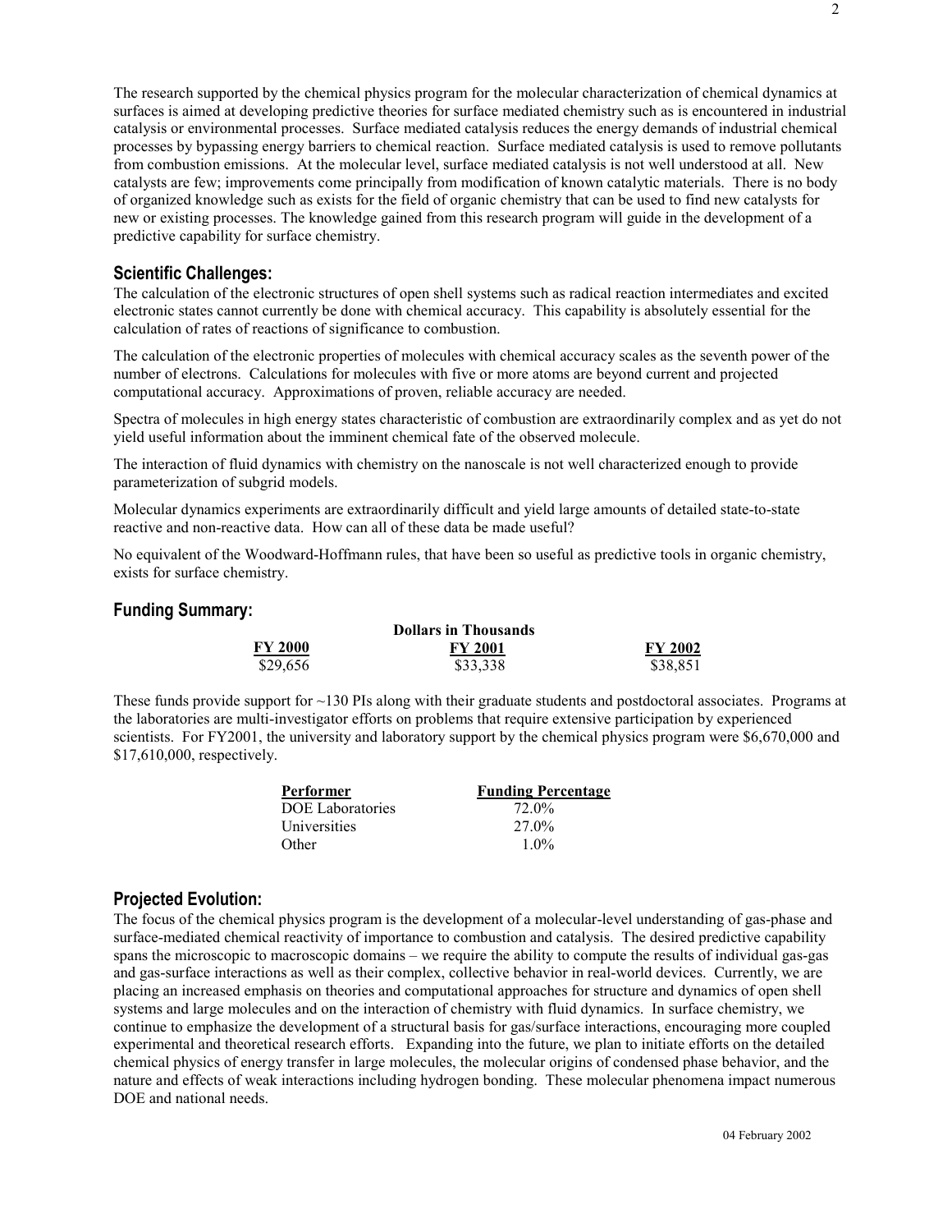The research supported by the chemical physics program for the molecular characterization of chemical dynamics at surfaces is aimed at developing predictive theories for surface mediated chemistry such as is encountered in industrial catalysis or environmental processes. Surface mediated catalysis reduces the energy demands of industrial chemical processes by bypassing energy barriers to chemical reaction. Surface mediated catalysis is used to remove pollutants from combustion emissions. At the molecular level, surface mediated catalysis is not well understood at all. New catalysts are few; improvements come principally from modification of known catalytic materials. There is no body of organized knowledge such as exists for the field of organic chemistry that can be used to find new catalysts for new or existing processes. The knowledge gained from this research program will guide in the development of a predictive capability for surface chemistry.

## Scientific Challenges:

The calculation of the electronic structures of open shell systems such as radical reaction intermediates and excited electronic states cannot currently be done with chemical accuracy. This capability is absolutely essential for the calculation of rates of reactions of significance to combustion.

The calculation of the electronic properties of molecules with chemical accuracy scales as the seventh power of the number of electrons. Calculations for molecules with five or more atoms are beyond current and projected computational accuracy. Approximations of proven, reliable accuracy are needed.

Spectra of molecules in high energy states characteristic of combustion are extraordinarily complex and as yet do not yield useful information about the imminent chemical fate of the observed molecule.

The interaction of fluid dynamics with chemistry on the nanoscale is not well characterized enough to provide parameterization of subgrid models.

Molecular dynamics experiments are extraordinarily difficult and yield large amounts of detailed state-to-state reactive and non-reactive data. How can all of these data be made useful?

No equivalent of the Woodward-Hoffmann rules, that have been so useful as predictive tools in organic chemistry, exists for surface chemistry.

## Funding Summary:

| Dollars in Thousands | | |
|---|---|---|
| **FY 2000** | **FY 2001** | **FY 2002** |
| \$29,656 | \$33,338 | \$38,851 |

These funds provide support for ~130 PIs along with their graduate students and postdoctoral associates. Programs at the laboratories are multi-investigator efforts on problems that require extensive participation by experienced scientists. For FY2001, the university and laboratory support by the chemical physics program were \$6,670,000 and \$17,610,000, respectively.

| Performer | Funding Percentage |
|---|---|
| DOE Laboratories | 72.0% |
| Universities | 27.0% |
| Other | 1.0% |

## Projected Evolution:

The focus of the chemical physics program is the development of a molecular-level understanding of gas-phase and surface-mediated chemical reactivity of importance to combustion and catalysis. The desired predictive capability spans the microscopic to macroscopic domains – we require the ability to compute the results of individual gas-gas and gas-surface interactions as well as their complex, collective behavior in real-world devices. Currently, we are placing an increased emphasis on theories and computational approaches for structure and dynamics of open shell systems and large molecules and on the interaction of chemistry with fluid dynamics. In surface chemistry, we continue to emphasize the development of a structural basis for gas/surface interactions, encouraging more coupled experimental and theoretical research efforts. Expanding into the future, we plan to initiate efforts on the detailed chemical physics of energy transfer in large molecules, the molecular origins of condensed phase behavior, and the nature and effects of weak interactions including hydrogen bonding. These molecular phenomena impact numerous DOE and national needs.

04 February 2002